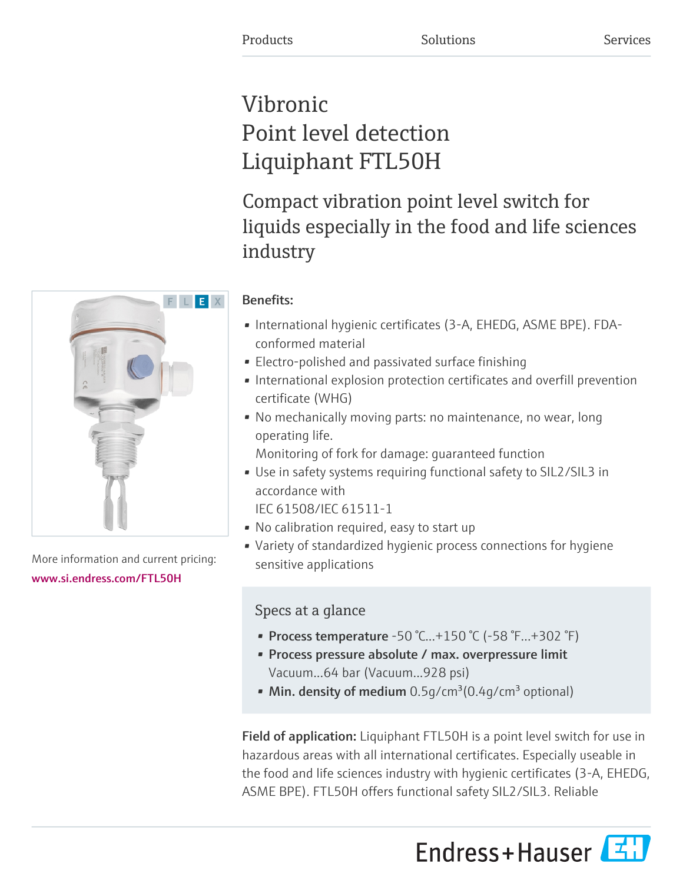Products Solutions Services

# Vibronic Point level detection Liquiphant FTL50H

## Compact vibration point level switch for liquids especially in the food and life sciences industry

More information and current pricing:

www.si.endress.com/FTL50H

**Benefits:**

- International hygienic certificates (3-A, EHEDG, ASME BPE). FDA-conformed material
- Electro-polished and passivated surface finishing
- International explosion protection certificates and overfill prevention certificate (WHG)
- No mechanically moving parts: no maintenance, no wear, long operating life.
  Monitoring of fork for damage: guaranteed function
- Use in safety systems requiring functional safety to SIL2/SIL3 in accordance with
  IEC 61508/IEC 61511-1
- No calibration required, easy to start up
- Variety of standardized hygienic process connections for hygiene sensitive applications

### Specs at a glance

- **Process temperature** -50 °C...+150 °C (-58 °F...+302 °F)
- **Process pressure absolute / max. overpressure limit** Vacuum...64 bar (Vacuum...928 psi)
- **Min. density of medium** 0.5g/cm³(0.4g/cm³ optional)

**Field of application:** Liquiphant FTL50H is a point level switch for use in hazardous areas with all international certificates. Especially useable in the food and life sciences industry with hygienic certificates (3-A, EHEDG, ASME BPE). FTL50H offers functional safety SIL2/SIL3. Reliable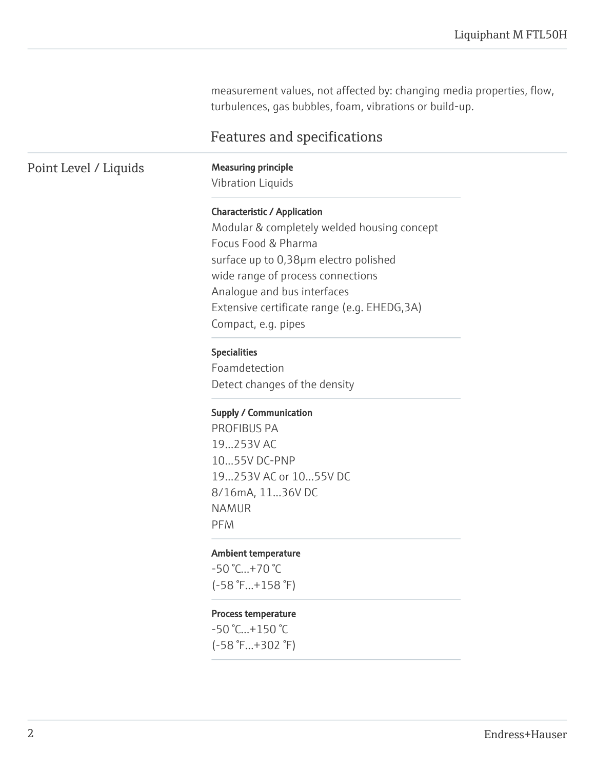measurement values, not affected by: changing media properties, flow, turbulences, gas bubbles, foam, vibrations or build-up.

## Features and specifications

### Point Level / Liquids

**Measuring principle**

Vibration Liquids

**Characteristic / Application**

Modular & completely welded housing concept
Focus Food & Pharma
surface up to 0,38µm electro polished
wide range of process connections
Analogue and bus interfaces
Extensive certificate range (e.g. EHEDG,3A)
Compact, e.g. pipes

**Specialities**

Foamdetection
Detect changes of the density

**Supply / Communication**

PROFIBUS PA
19...253V AC
10...55V DC-PNP
19...253V AC or 10...55V DC
8/16mA, 11...36V DC
NAMUR
PFM

**Ambient temperature**

-50 °C...+70 °C
(-58 °F...+158 °F)

**Process temperature**

-50 °C...+150 °C
(-58 °F...+302 °F)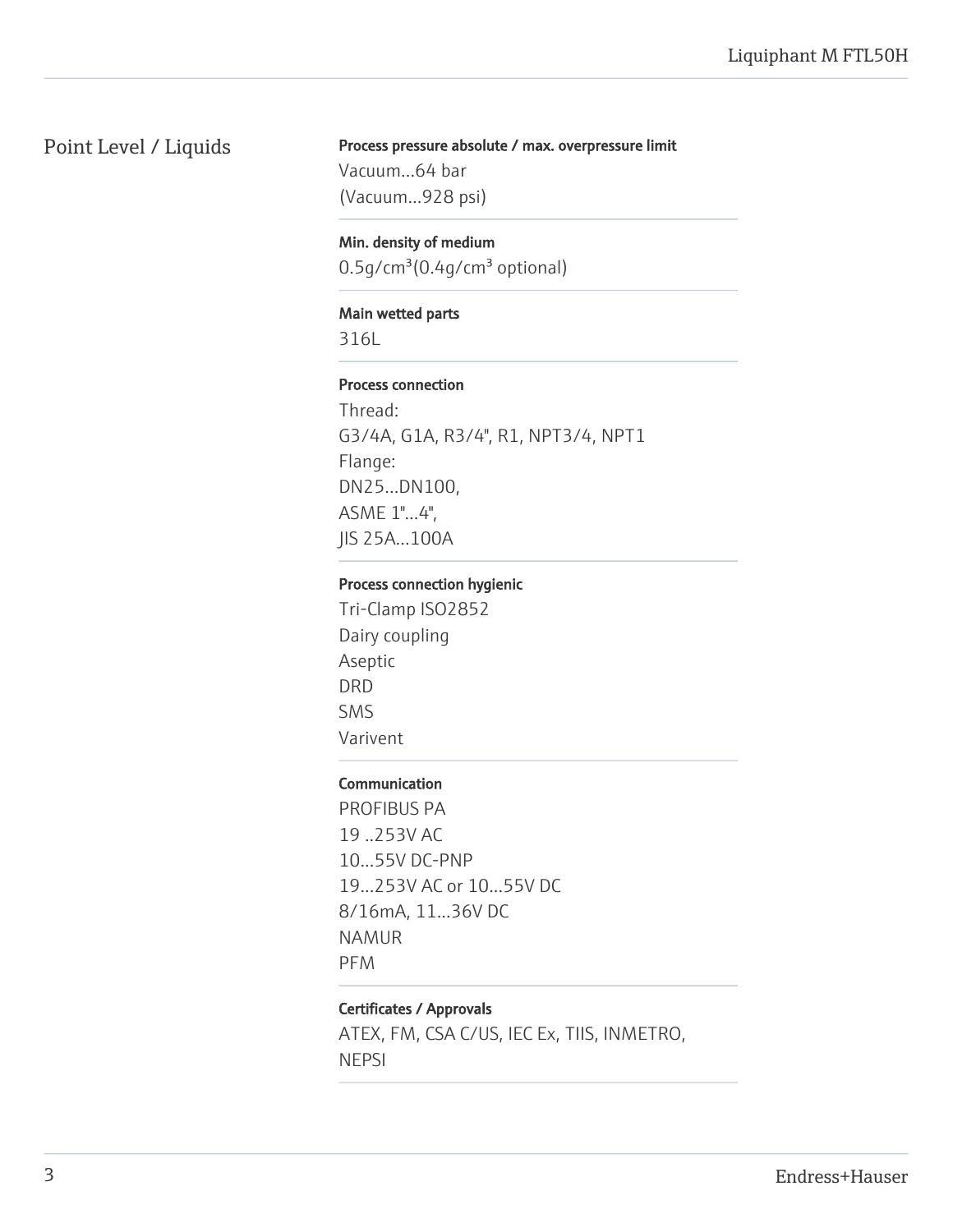## Point Level / Liquids

**Process pressure absolute / max. overpressure limit**

Vacuum...64 bar
(Vacuum...928 psi)

**Min. density of medium**

0.5g/cm³(0.4g/cm³ optional)

**Main wetted parts**

316L

**Process connection**

Thread:
G3/4A, G1A, R3/4", R1, NPT3/4, NPT1
Flange:
DN25...DN100,
ASME 1"...4",
JIS 25A...100A

**Process connection hygienic**

Tri-Clamp ISO2852
Dairy coupling
Aseptic
DRD
SMS
Varivent

**Communication**

PROFIBUS PA
19 ..253V AC
10...55V DC-PNP
19...253V AC or 10...55V DC
8/16mA, 11...36V DC
NAMUR
PFM

**Certificates / Approvals**

ATEX, FM, CSA C/US, IEC Ex, TIIS, INMETRO, NEPSI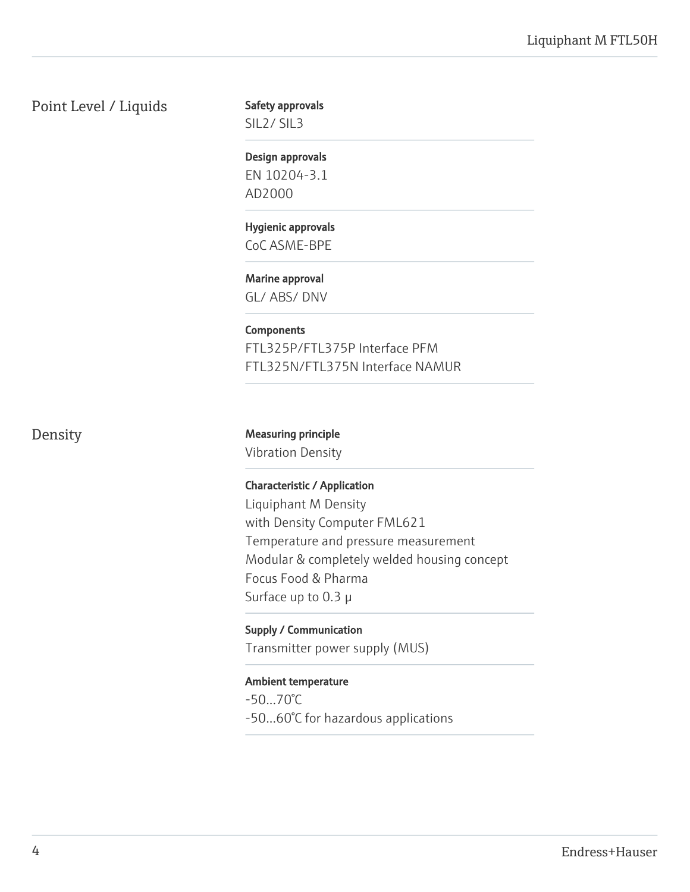## Point Level / Liquids

**Safety approvals**
SIL2/ SIL3

**Design approvals**
EN 10204-3.1
AD2000

**Hygienic approvals**
CoC ASME-BPE

**Marine approval**
GL/ ABS/ DNV

**Components**
FTL325P/FTL375P Interface PFM
FTL325N/FTL375N Interface NAMUR

## Density

**Measuring principle**
Vibration Density

**Characteristic / Application**
Liquiphant M Density
with Density Computer FML621
Temperature and pressure measurement
Modular & completely welded housing concept
Focus Food & Pharma
Surface up to 0.3 µ

**Supply / Communication**
Transmitter power supply (MUS)

**Ambient temperature**
-50...70°C
-50...60°C for hazardous applications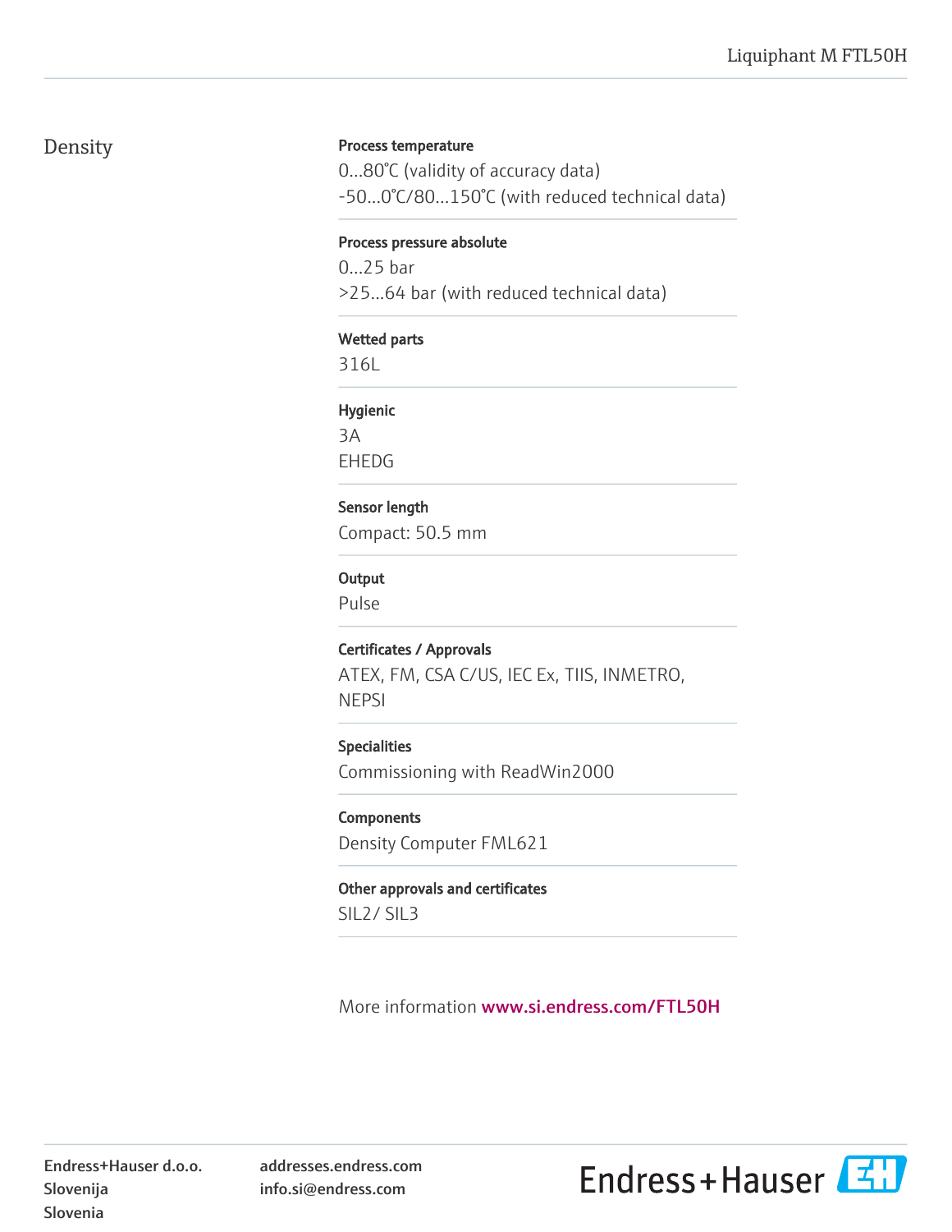## Density

**Process temperature**
0...80°C (validity of accuracy data)
-50...0°C/80...150°C (with reduced technical data)

**Process pressure absolute**
0...25 bar
>25...64 bar (with reduced technical data)

**Wetted parts**
316L

**Hygienic**
3A
EHEDG

**Sensor length**
Compact: 50.5 mm

**Output**
Pulse

**Certificates / Approvals**
ATEX, FM, CSA C/US, IEC Ex, TIIS, INMETRO, NEPSI

**Specialities**
Commissioning with ReadWin2000

**Components**
Density Computer FML621

**Other approvals and certificates**
SIL2/ SIL3

More information **www.si.endress.com/FTL50H**

Endress+Hauser d.o.o.
Slovenija
Slovenia

addresses.endress.com
info.si@endress.com